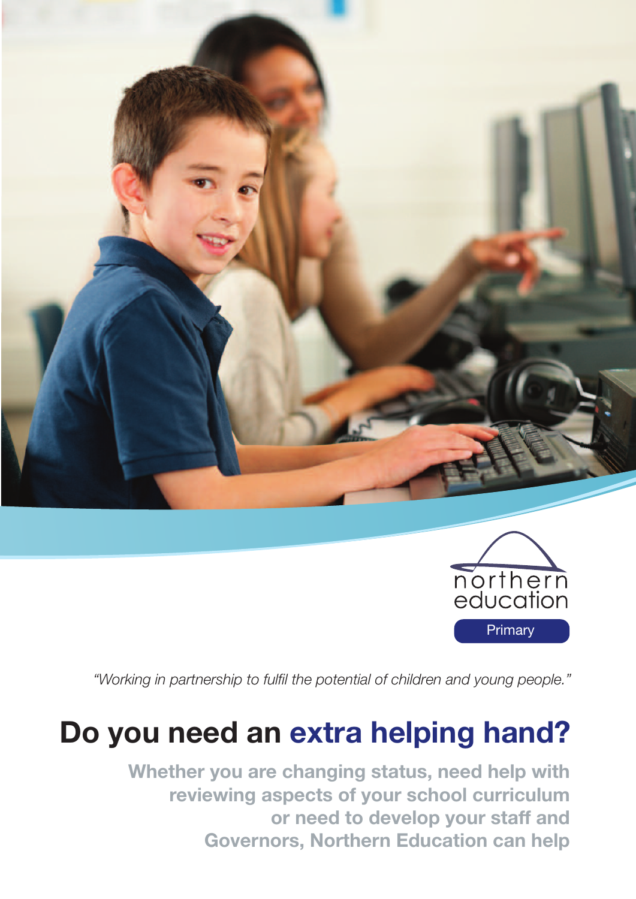northern education

Primary

*"Working in partnership to fulfil the potential of children and young people."*

# Do you need an extra helping hand?

**Whether you are changing status, need help with reviewing aspects of your school curriculum or need to develop your staff and Governors, Northern Education can help**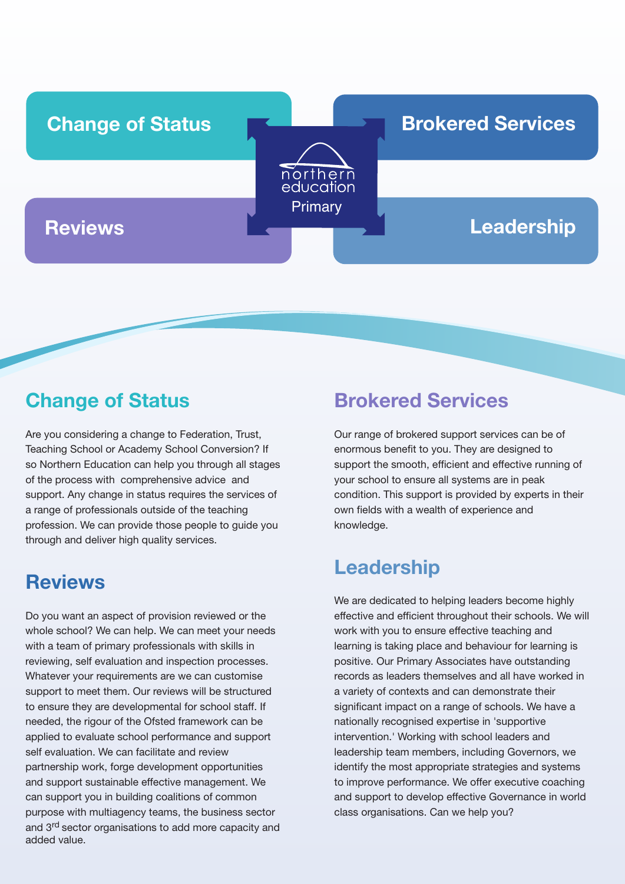Change of Status

Brokered Services

northern education Primary

Reviews

Leadership

## Change of Status

Are you considering a change to Federation, Trust, Teaching School or Academy School Conversion? If so Northern Education can help you through all stages of the process with comprehensive advice and support. Any change in status requires the services of a range of professionals outside of the teaching profession. We can provide those people to guide you through and deliver high quality services.

## Reviews

Do you want an aspect of provision reviewed or the whole school? We can help. We can meet your needs with a team of primary professionals with skills in reviewing, self evaluation and inspection processes. Whatever your requirements are we can customise support to meet them. Our reviews will be structured to ensure they are developmental for school staff. If needed, the rigour of the Ofsted framework can be applied to evaluate school performance and support self evaluation. We can facilitate and review partnership work, forge development opportunities and support sustainable effective management. We can support you in building coalitions of common purpose with multiagency teams, the business sector and 3rd sector organisations to add more capacity and added value.

## Brokered Services

Our range of brokered support services can be of enormous benefit to you. They are designed to support the smooth, efficient and effective running of your school to ensure all systems are in peak condition. This support is provided by experts in their own fields with a wealth of experience and knowledge.

## Leadership

We are dedicated to helping leaders become highly effective and efficient throughout their schools. We will work with you to ensure effective teaching and learning is taking place and behaviour for learning is positive. Our Primary Associates have outstanding records as leaders themselves and all have worked in a variety of contexts and can demonstrate their significant impact on a range of schools. We have a nationally recognised expertise in 'supportive intervention.' Working with school leaders and leadership team members, including Governors, we identify the most appropriate strategies and systems to improve performance. We offer executive coaching and support to develop effective Governance in world class organisations. Can we help you?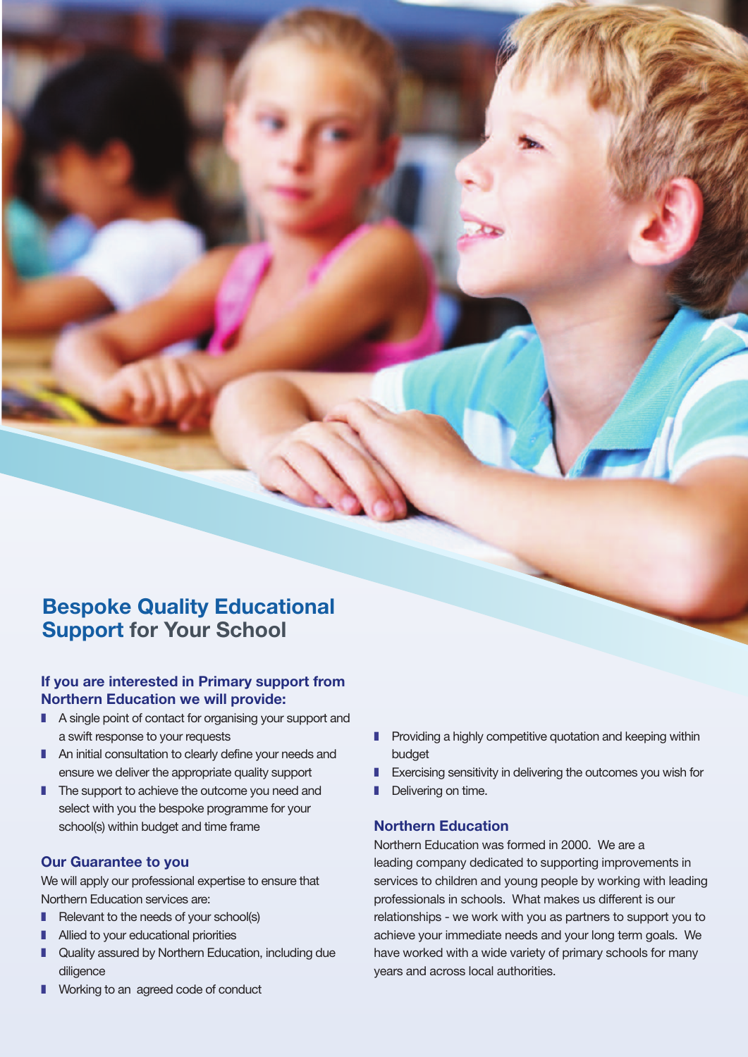# Bespoke Quality Educational Support for Your School

### If you are interested in Primary support from Northern Education we will provide:

- A single point of contact for organising your support and a swift response to your requests
- An initial consultation to clearly define your needs and ensure we deliver the appropriate quality support
- The support to achieve the outcome you need and select with you the bespoke programme for your school(s) within budget and time frame

### Our Guarantee to you

We will apply our professional expertise to ensure that Northern Education services are:

- Relevant to the needs of your school(s)
- Allied to your educational priorities
- Quality assured by Northern Education, including due diligence
- Working to an agreed code of conduct
- Providing a highly competitive quotation and keeping within budget
- Exercising sensitivity in delivering the outcomes you wish for
- Delivering on time.

### Northern Education

Northern Education was formed in 2000. We are a leading company dedicated to supporting improvements in services to children and young people by working with leading professionals in schools. What makes us different is our relationships - we work with you as partners to support you to achieve your immediate needs and your long term goals. We have worked with a wide variety of primary schools for many years and across local authorities.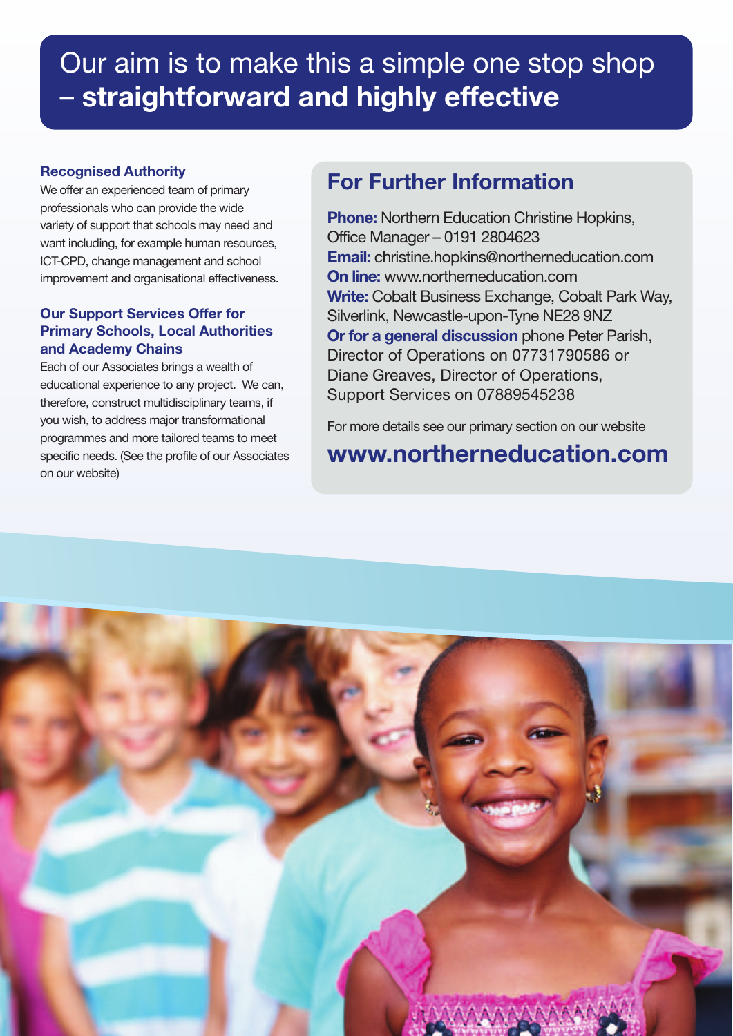# Our aim is to make this a simple one stop shop – **straightforward and highly effective**

### Recognised Authority

We offer an experienced team of primary professionals who can provide the wide variety of support that schools may need and want including, for example human resources, ICT-CPD, change management and school improvement and organisational effectiveness.

### Our Support Services Offer for Primary Schools, Local Authorities and Academy Chains

Each of our Associates brings a wealth of educational experience to any project. We can, therefore, construct multidisciplinary teams, if you wish, to address major transformational programmes and more tailored teams to meet specific needs. (See the profile of our Associates on our website)

## For Further Information

**Phone:** Northern Education Christine Hopkins, Office Manager – 0191 2804623
**Email:** christine.hopkins@northerneducation.com
**On line:** www.northerneducation.com
**Write:** Cobalt Business Exchange, Cobalt Park Way, Silverlink, Newcastle-upon-Tyne NE28 9NZ
**Or for a general discussion** phone Peter Parish, Director of Operations on 07731790586 or Diane Greaves, Director of Operations, Support Services on 07889545238

For more details see our primary section on our website

**www.northerneducation.com**